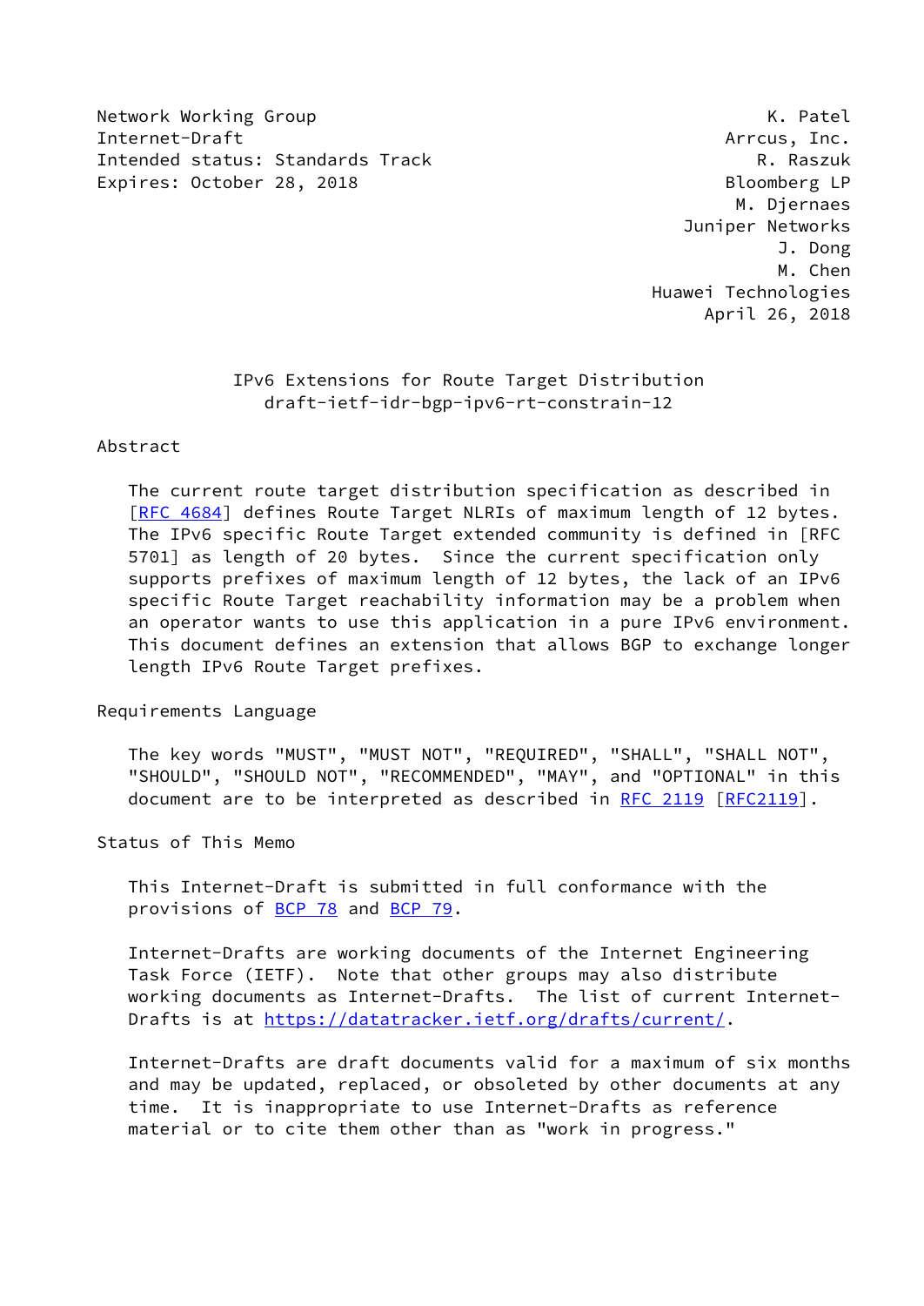Network Working Group K. Patel
Internet-Draft Arrcus, Inc.
Intended status: Standards Track R. Raszuk
Expires: October 28, 2018 Bloomberg LP
M. Djernaes
Juniper Networks
J. Dong
M. Chen
Huawei Technologies
April 26, 2018

# IPv6 Extensions for Route Target Distribution
## draft-ietf-idr-bgp-ipv6-rt-constrain-12

## Abstract

The current route target distribution specification as described in [RFC 4684] defines Route Target NLRIs of maximum length of 12 bytes. The IPv6 specific Route Target extended community is defined in [RFC 5701] as length of 20 bytes. Since the current specification only supports prefixes of maximum length of 12 bytes, the lack of an IPv6 specific Route Target reachability information may be a problem when an operator wants to use this application in a pure IPv6 environment. This document defines an extension that allows BGP to exchange longer length IPv6 Route Target prefixes.

## Requirements Language

The key words "MUST", "MUST NOT", "REQUIRED", "SHALL", "SHALL NOT", "SHOULD", "SHOULD NOT", "RECOMMENDED", "MAY", and "OPTIONAL" in this document are to be interpreted as described in RFC 2119 [RFC2119].

## Status of This Memo

This Internet-Draft is submitted in full conformance with the provisions of BCP 78 and BCP 79.

Internet-Drafts are working documents of the Internet Engineering Task Force (IETF). Note that other groups may also distribute working documents as Internet-Drafts. The list of current Internet-Drafts is at https://datatracker.ietf.org/drafts/current/.

Internet-Drafts are draft documents valid for a maximum of six months and may be updated, replaced, or obsoleted by other documents at any time. It is inappropriate to use Internet-Drafts as reference material or to cite them other than as "work in progress."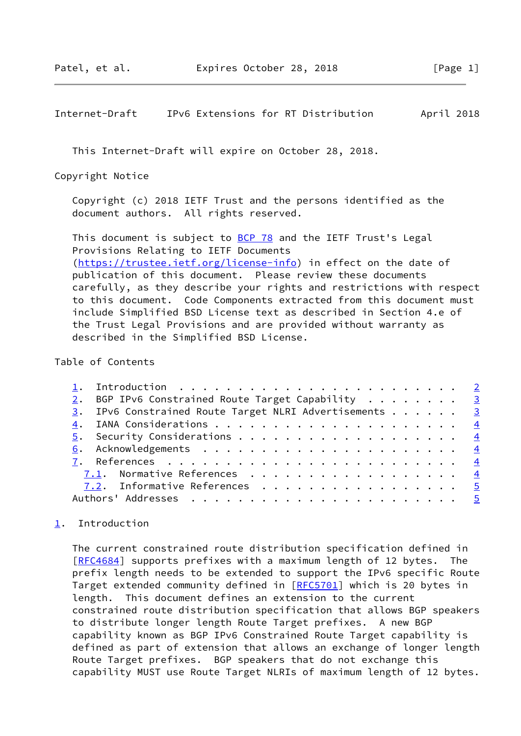This Internet-Draft will expire on October 28, 2018.

Copyright Notice

Copyright (c) 2018 IETF Trust and the persons identified as the document authors. All rights reserved.

This document is subject to BCP 78 and the IETF Trust's Legal Provisions Relating to IETF Documents (https://trustee.ietf.org/license-info) in effect on the date of publication of this document. Please review these documents carefully, as they describe your rights and restrictions with respect to this document. Code Components extracted from this document must include Simplified BSD License text as described in Section 4.e of the Trust Legal Provisions and are provided without warranty as described in the Simplified BSD License.

Table of Contents

```
   1.  Introduction  . . . . . . . . . . . . . . . . . . . . . . . .   2
   2.  BGP IPv6 Constrained Route Target Capability  . . . . . . . .   3
   3.  IPv6 Constrained Route Target NLRI Advertisements . . . . . .   3
   4.  IANA Considerations . . . . . . . . . . . . . . . . . . . . .   4
   5.  Security Considerations . . . . . . . . . . . . . . . . . . .   4
   6.  Acknowledgements  . . . . . . . . . . . . . . . . . . . . . .   4
   7.  References  . . . . . . . . . . . . . . . . . . . . . . . . .   4
     7.1.  Normative References  . . . . . . . . . . . . . . . . . .   4
     7.2.  Informative References  . . . . . . . . . . . . . . . . .   5
   Authors' Addresses  . . . . . . . . . . . . . . . . . . . . . . .   5
```

## 1. Introduction

The current constrained route distribution specification defined in [RFC4684] supports prefixes with a maximum length of 12 bytes. The prefix length needs to be extended to support the IPv6 specific Route Target extended community defined in [RFC5701] which is 20 bytes in length. This document defines an extension to the current constrained route distribution specification that allows BGP speakers to distribute longer length Route Target prefixes. A new BGP capability known as BGP IPv6 Constrained Route Target capability is defined as part of extension that allows an exchange of longer length Route Target prefixes. BGP speakers that do not exchange this capability MUST use Route Target NLRIs of maximum length of 12 bytes.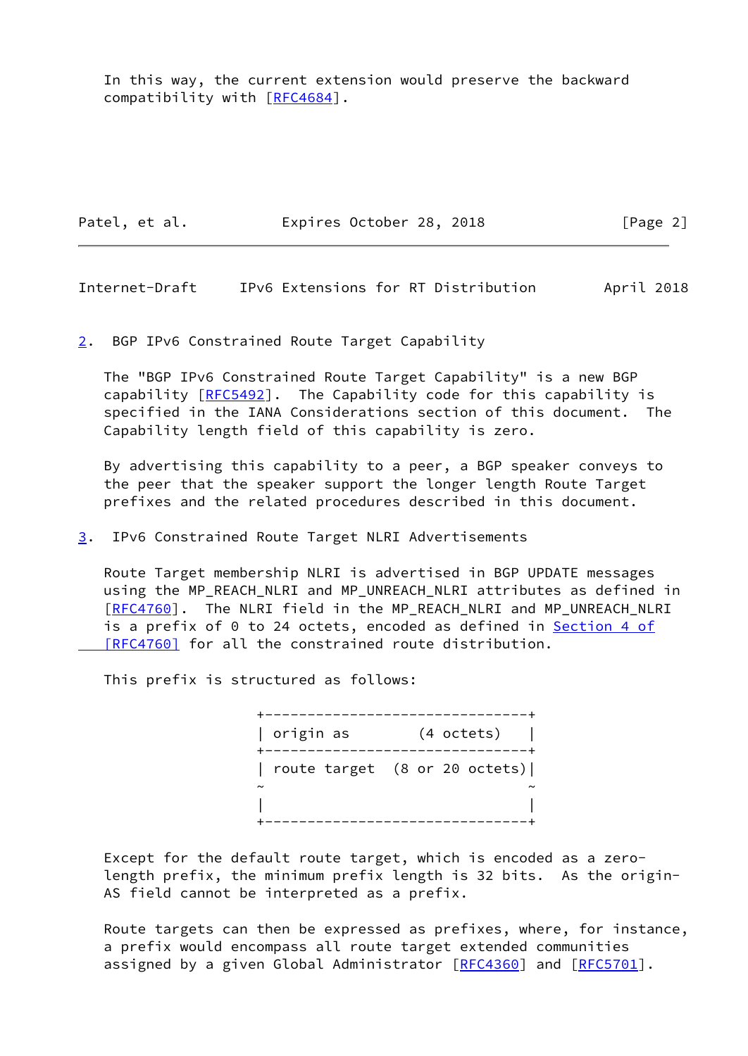In this way, the current extension would preserve the backward compatibility with [RFC4684].

## 2. BGP IPv6 Constrained Route Target Capability

The "BGP IPv6 Constrained Route Target Capability" is a new BGP capability [RFC5492]. The Capability code for this capability is specified in the IANA Considerations section of this document. The Capability length field of this capability is zero.

By advertising this capability to a peer, a BGP speaker conveys to the peer that the speaker support the longer length Route Target prefixes and the related procedures described in this document.

## 3. IPv6 Constrained Route Target NLRI Advertisements

Route Target membership NLRI is advertised in BGP UPDATE messages using the MP_REACH_NLRI and MP_UNREACH_NLRI attributes as defined in [RFC4760]. The NLRI field in the MP_REACH_NLRI and MP_UNREACH_NLRI is a prefix of 0 to 24 octets, encoded as defined in Section 4 of [RFC4760] for all the constrained route distribution.

This prefix is structured as follows:

```
+-------------------------------+
| origin as        (4 octets)   |
+-------------------------------+
| route target  (8 or 20 octets)|
~                               ~
|                               |
+-------------------------------+
```

Except for the default route target, which is encoded as a zero-length prefix, the minimum prefix length is 32 bits. As the origin-AS field cannot be interpreted as a prefix.

Route targets can then be expressed as prefixes, where, for instance, a prefix would encompass all route target extended communities assigned by a given Global Administrator [RFC4360] and [RFC5701].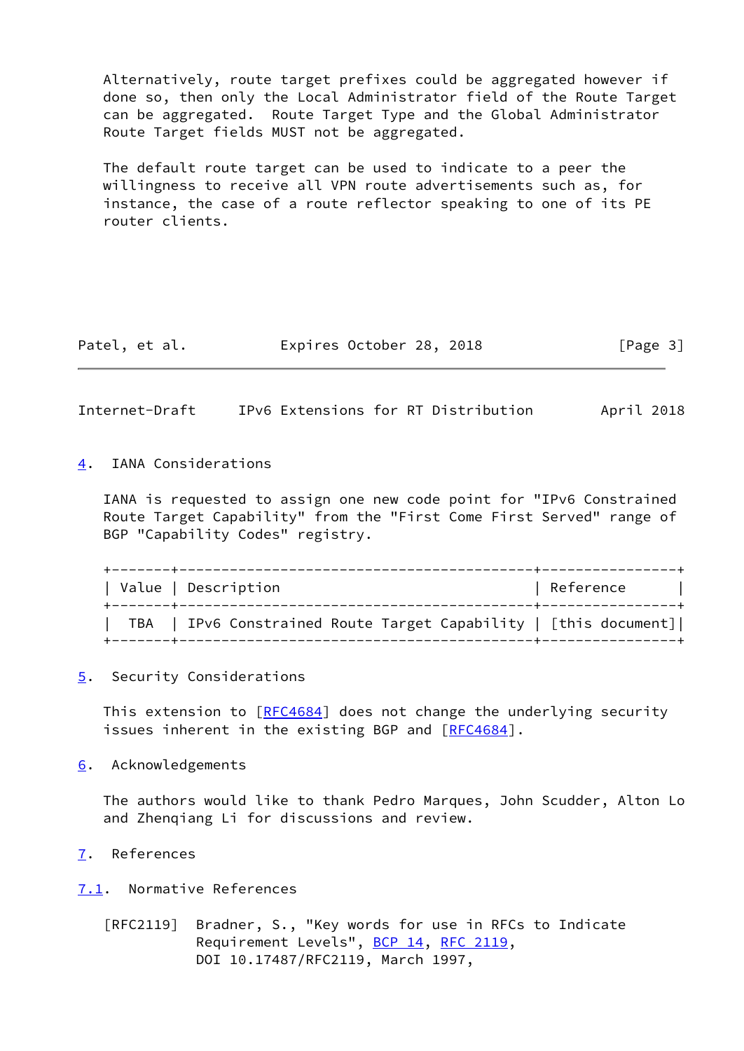Alternatively, route target prefixes could be aggregated however if done so, then only the Local Administrator field of the Route Target can be aggregated. Route Target Type and the Global Administrator Route Target fields MUST not be aggregated.

The default route target can be used to indicate to a peer the willingness to receive all VPN route advertisements such as, for instance, the case of a route reflector speaking to one of its PE router clients.

## 4. IANA Considerations

IANA is requested to assign one new code point for "IPv6 Constrained Route Target Capability" from the "First Come First Served" range of BGP "Capability Codes" registry.

| Value | Description | Reference |
| --- | --- | --- |
| TBA | IPv6 Constrained Route Target Capability | [this document] |

## 5. Security Considerations

This extension to [RFC4684] does not change the underlying security issues inherent in the existing BGP and [RFC4684].

## 6. Acknowledgements

The authors would like to thank Pedro Marques, John Scudder, Alton Lo and Zhenqiang Li for discussions and review.

## 7. References

### 7.1. Normative References

[RFC2119] Bradner, S., "Key words for use in RFCs to Indicate Requirement Levels", BCP 14, RFC 2119, DOI 10.17487/RFC2119, March 1997,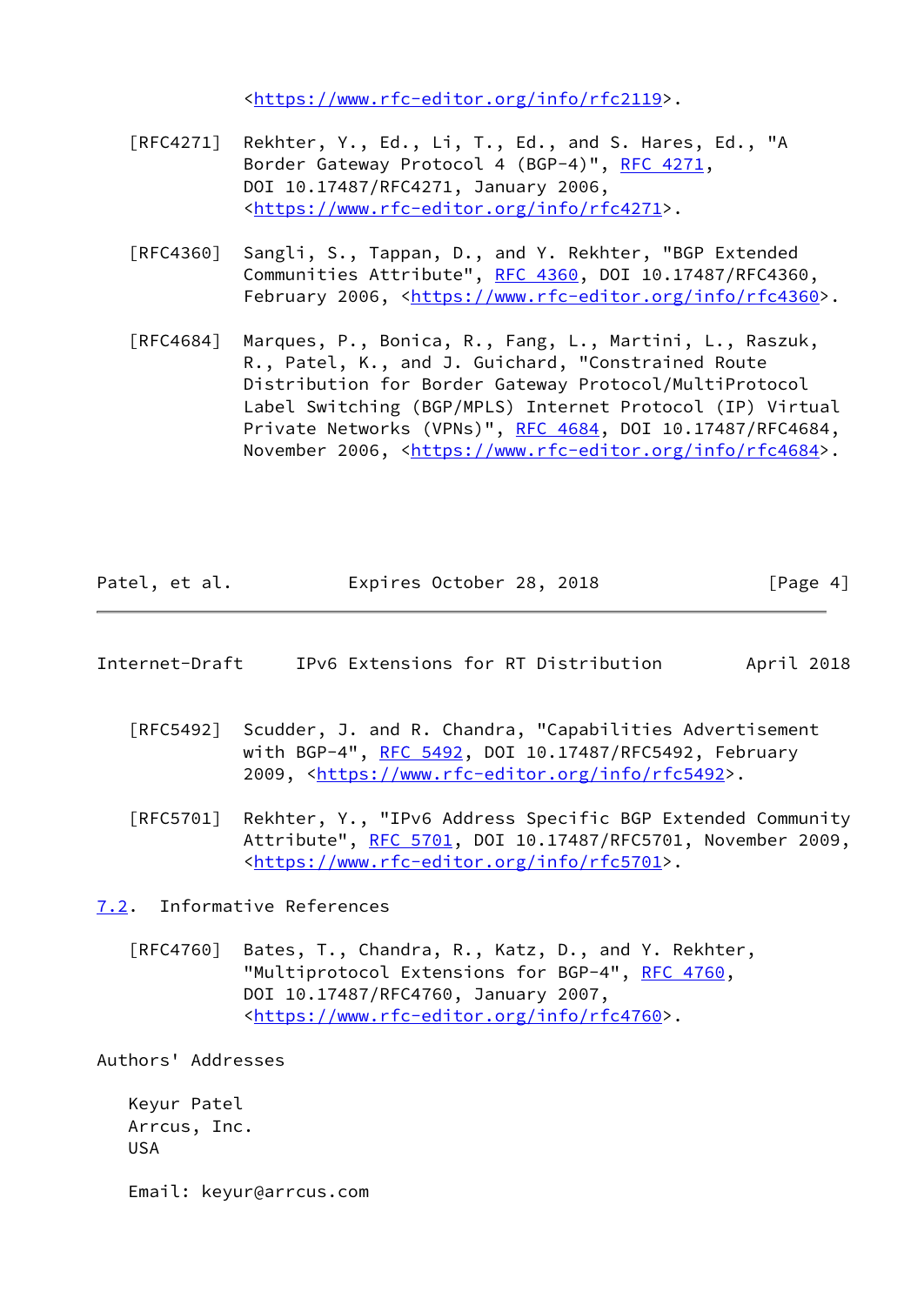<https://www.rfc-editor.org/info/rfc2119>.

[RFC4271] Rekhter, Y., Ed., Li, T., Ed., and S. Hares, Ed., "A Border Gateway Protocol 4 (BGP-4)", RFC 4271, DOI 10.17487/RFC4271, January 2006, <https://www.rfc-editor.org/info/rfc4271>.

[RFC4360] Sangli, S., Tappan, D., and Y. Rekhter, "BGP Extended Communities Attribute", RFC 4360, DOI 10.17487/RFC4360, February 2006, <https://www.rfc-editor.org/info/rfc4360>.

[RFC4684] Marques, P., Bonica, R., Fang, L., Martini, L., Raszuk, R., Patel, K., and J. Guichard, "Constrained Route Distribution for Border Gateway Protocol/MultiProtocol Label Switching (BGP/MPLS) Internet Protocol (IP) Virtual Private Networks (VPNs)", RFC 4684, DOI 10.17487/RFC4684, November 2006, <https://www.rfc-editor.org/info/rfc4684>.

[RFC5492] Scudder, J. and R. Chandra, "Capabilities Advertisement with BGP-4", RFC 5492, DOI 10.17487/RFC5492, February 2009, <https://www.rfc-editor.org/info/rfc5492>.

[RFC5701] Rekhter, Y., "IPv6 Address Specific BGP Extended Community Attribute", RFC 5701, DOI 10.17487/RFC5701, November 2009, <https://www.rfc-editor.org/info/rfc5701>.

### 7.2. Informative References

[RFC4760] Bates, T., Chandra, R., Katz, D., and Y. Rekhter, "Multiprotocol Extensions for BGP-4", RFC 4760, DOI 10.17487/RFC4760, January 2007, <https://www.rfc-editor.org/info/rfc4760>.

## Authors' Addresses

Keyur Patel
Arrcus, Inc.
USA

Email: keyur@arrcus.com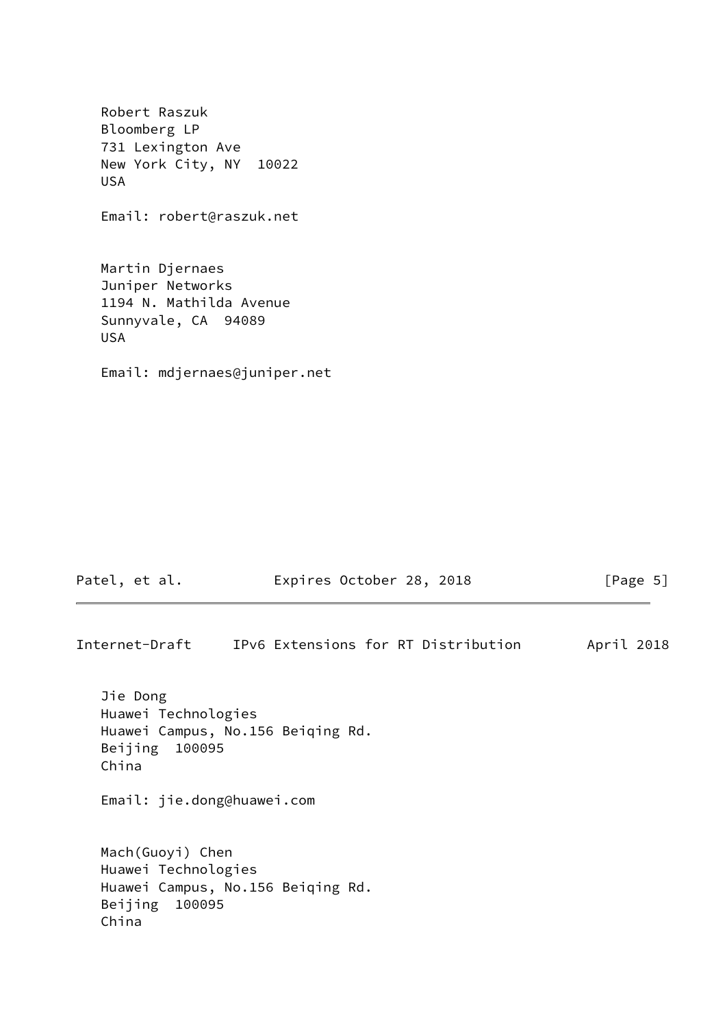Robert Raszuk
Bloomberg LP
731 Lexington Ave
New York City, NY  10022
USA

Email: robert@raszuk.net

Martin Djernaes
Juniper Networks
1194 N. Mathilda Avenue
Sunnyvale, CA  94089
USA

Email: mdjernaes@juniper.net

Jie Dong
Huawei Technologies
Huawei Campus, No.156 Beiqing Rd.
Beijing  100095
China

Email: jie.dong@huawei.com

Mach(Guoyi) Chen
Huawei Technologies
Huawei Campus, No.156 Beiqing Rd.
Beijing  100095
China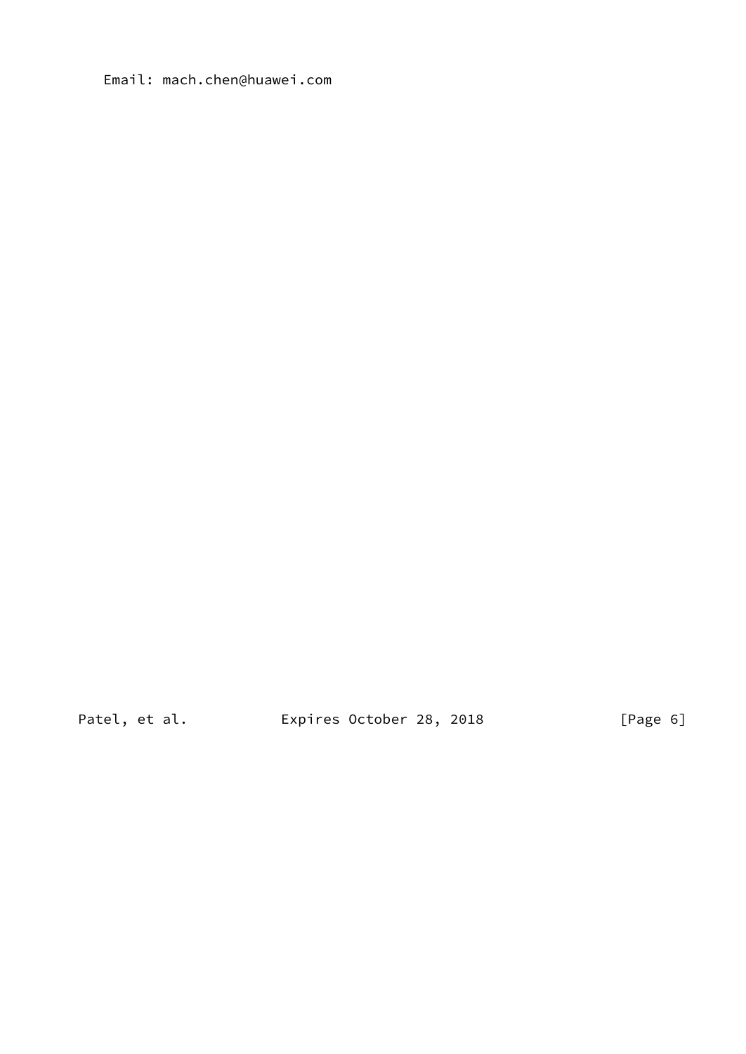Email: mach.chen@huawei.com